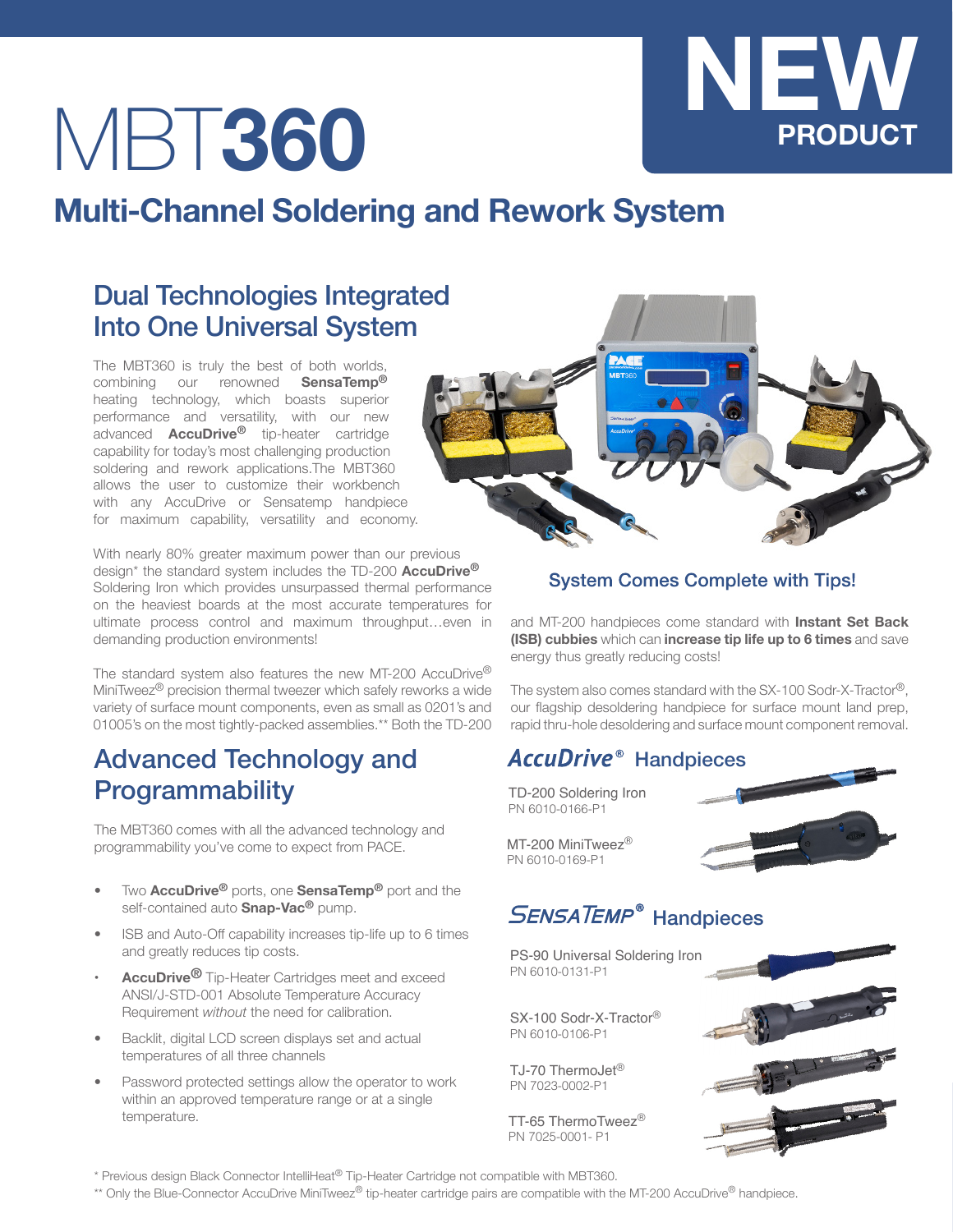# MBT360

**NEW PRODUCT**

## Multi-Channel Soldering and Rework System

### Dual Technologies Integrated Into One Universal System

The MBT360 is truly the best of both worlds, combining our renowned **SensaTemp®** heating technology, which boasts superior performance and versatility, with our new advanced **AccuDrive®** tip-heater cartridge capability for today's most challenging production soldering and rework applications.The MBT360 allows the user to customize their workbench with any AccuDrive or Sensatemp handpiece for maximum capability, versatility and economy.

With nearly 80% greater maximum power than our previous design* the standard system includes the TD-200 **AccuDrive®** Soldering Iron which provides unsurpassed thermal performance on the heaviest boards at the most accurate temperatures for ultimate process control and maximum throughput…even in demanding production environments!

The standard system also features the new MT-200 AccuDrive® MiniTweez® precision thermal tweezer which safely reworks a wide variety of surface mount components, even as small as 0201's and 01005's on the most tightly-packed assemblies.** Both the TD-200 and MT-200 handpieces come standard with **Instant Set Back (ISB) cubbies** which can **increase tip life up to 6 times** and save energy thus greatly reducing costs!

The system also comes standard with the SX-100 Sodr-X-Tractor®, our flagship desoldering handpiece for surface mount land prep, rapid thru-hole desoldering and surface mount component removal.

**System Comes Complete with Tips!**

### Advanced Technology and Programmability

The MBT360 comes with all the advanced technology and programmability you've come to expect from PACE.

- Two **AccuDrive®** ports, one **SensaTemp®** port and the self-contained auto **Snap-Vac®** pump.
- ISB and Auto-Off capability increases tip-life up to 6 times and greatly reduces tip costs.
- **AccuDrive®** Tip-Heater Cartridges meet and exceed ANSI/J-STD-001 Absolute Temperature Accuracy Requirement *without* the need for calibration.
- Backlit, digital LCD screen displays set and actual temperatures of all three channels
- Password protected settings allow the operator to work within an approved temperature range or at a single temperature.

### AccuDrive® Handpieces

TD-200 Soldering Iron
PN 6010-0166-P1

MT-200 MiniTweez®
PN 6010-0169-P1

### SensaTemp® Handpieces

PS-90 Universal Soldering Iron
PN 6010-0131-P1

SX-100 Sodr-X-Tractor®
PN 6010-0106-P1

TJ-70 ThermoJet®
PN 7023-0002-P1

TT-65 ThermoTweez®
PN 7025-0001- P1

\* Previous design Black Connector IntelliHeat® Tip-Heater Cartridge not compatible with MBT360.

\*\* Only the Blue-Connector AccuDrive MiniTweez® tip-heater cartridge pairs are compatible with the MT-200 AccuDrive® handpiece.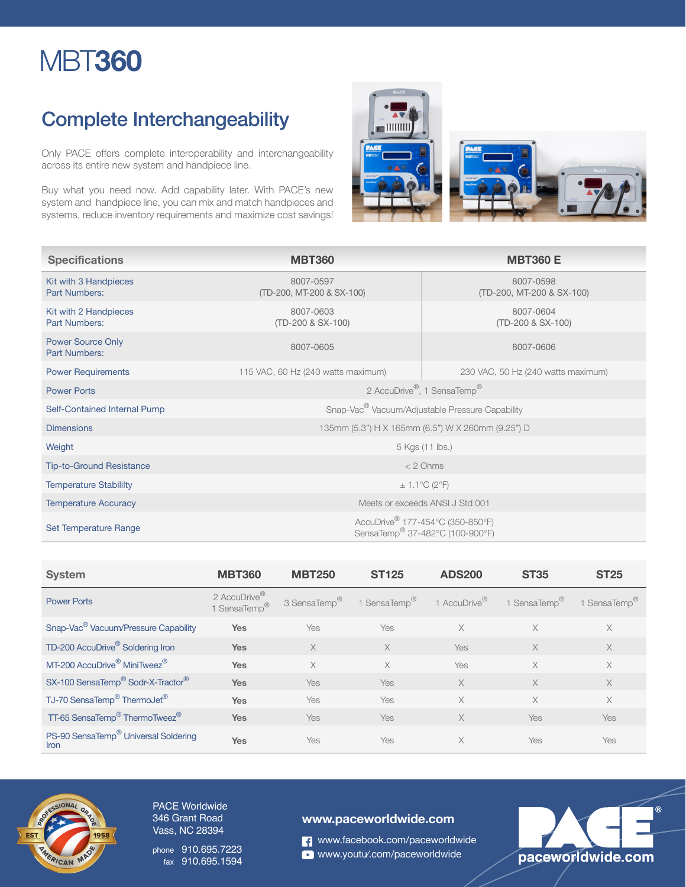# MBT360

## Complete Interchangeability

Only PACE offers complete interoperability and interchangeability across its entire new system and handpiece line.

Buy what you need now. Add capability later. With PACE's new system and handpiece line, you can mix and match handpieces and systems, reduce inventory requirements and maximize cost savings!

| Specifications | MBT360 | MBT360 E |
|---|---|---|
| Kit with 3 Handpieces Part Numbers: | 8007-0597 (TD-200, MT-200 & SX-100) | 8007-0598 (TD-200, MT-200 & SX-100) |
| Kit with 2 Handpieces Part Numbers: | 8007-0603 (TD-200 & SX-100) | 8007-0604 (TD-200 & SX-100) |
| Power Source Only Part Numbers: | 8007-0605 | 8007-0606 |
| Power Requirements | 115 VAC, 60 Hz (240 watts maximum) | 230 VAC, 50 Hz (240 watts maximum) |
| Power Ports | 2 AccuDrive®, 1 SensaTemp® | |
| Self-Contained Internal Pump | Snap-Vac® Vacuum/Adjustable Pressure Capability | |
| Dimensions | 135mm (5.3") H X 165mm (6.5") W X 260mm (9.25") D | |
| Weight | 5 Kgs (11 lbs.) | |
| Tip-to-Ground Resistance | < 2 Ohms | |
| Temperature Stability | ± 1.1°C (2°F) | |
| Temperature Accuracy | Meets or exceeds ANSI J Std 001 | |
| Set Temperature Range | AccuDrive® 177-454°C (350-850°F) SensaTemp® 37-482°C (100-900°F) | |

| System | MBT360 | MBT250 | ST125 | ADS200 | ST35 | ST25 |
|---|---|---|---|---|---|---|
| Power Ports | 2 AccuDrive® 1 SensaTemp® | 3 SensaTemp® | 1 SensaTemp® | 1 AccuDrive® | 1 SensaTemp® | 1 SensaTemp® |
| Snap-Vac® Vacuum/Pressure Capability | **Yes** | Yes | Yes | X | X | X |
| TD-200 AccuDrive® Soldering Iron | **Yes** | X | X | Yes | X | X |
| MT-200 AccuDrive® MiniTweez® | **Yes** | X | X | Yes | X | X |
| SX-100 SensaTemp® Sodr-X-Tractor® | **Yes** | Yes | Yes | X | X | X |
| TJ-70 SensaTemp® ThermoJet® | **Yes** | Yes | Yes | X | X | X |
| TT-65 SensaTemp® ThermoTweez® | **Yes** | Yes | Yes | X | Yes | Yes |
| PS-90 SensaTemp® Universal Soldering Iron | **Yes** | Yes | Yes | X | Yes | Yes |

PROFESSIONAL GRADE EST 1958 AMERICAN MADE

PACE Worldwide
346 Grant Road
Vass, NC 28394

phone 910.695.7223
fax 910.695.1594

**www.paceworldwide.com**

www.facebook.com/paceworldwide
www.youtu/.com/paceworldwide

PACE® paceworldwide.com